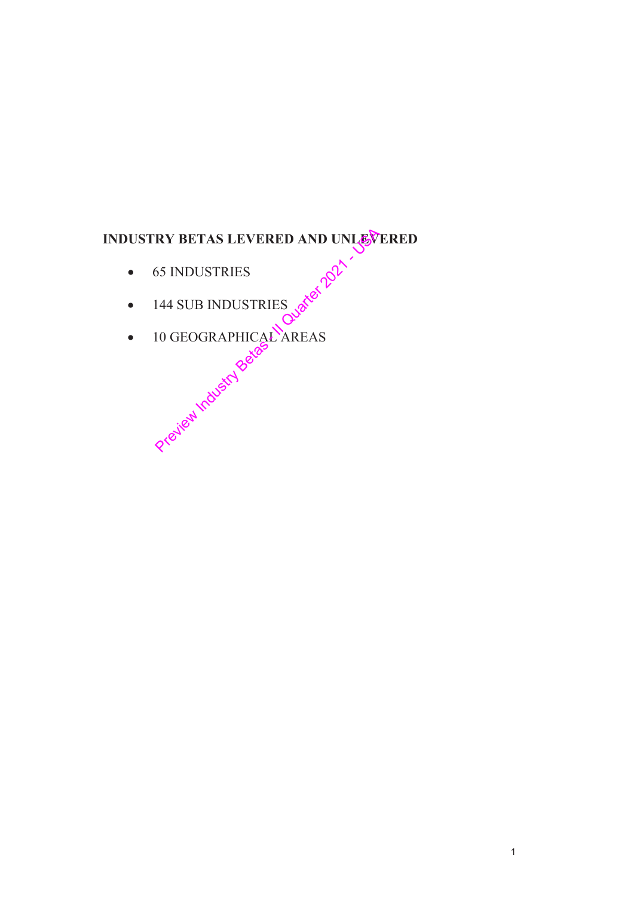**INDUSTRY BETAS LEVERED AND UNLEVERED**

- 65 INDUSTRIES
- 144 SUB INDUSTRIES
- 10 GEOGRAPHICAL AREAS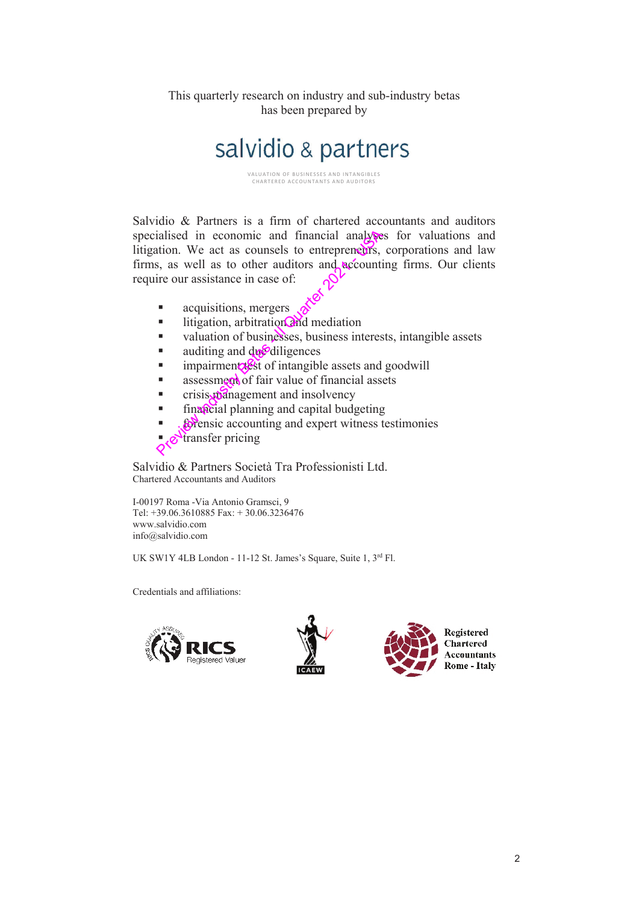This quarterly research on industry and sub-industry betas
has been prepared by

# salvidio & partners

VALUATION OF BUSINESSES AND INTANGIBLES
CHARTERED ACCOUNTANTS AND AUDITORS

Salvidio & Partners is a firm of chartered accountants and auditors specialised in economic and financial analyses for valuations and litigation. We act as counsels to entrepreneurs, corporations and law firms, as well as to other auditors and accounting firms. Our clients require our assistance in case of:

- acquisitions, mergers
- litigation, arbitration and mediation
- valuation of businesses, business interests, intangible assets
- auditing and due diligences
- impairment test of intangible assets and goodwill
- assessment of fair value of financial assets
- crisis management and insolvency
- financial planning and capital budgeting
- forensic accounting and expert witness testimonies
- transfer pricing

Salvidio & Partners Società Tra Professionisti Ltd.
Chartered Accountants and Auditors

I-00197 Roma -Via Antonio Gramsci, 9
Tel: +39.06.3610885 Fax: + 30.06.3236476
www.salvidio.com
info@salvidio.com

UK SW1Y 4LB London - 11-12 St. James's Square, Suite 1, 3rd Fl.

Credentials and affiliations:

RICS Registered Valuer

ICAEW

Registered Chartered Accountants Rome - Italy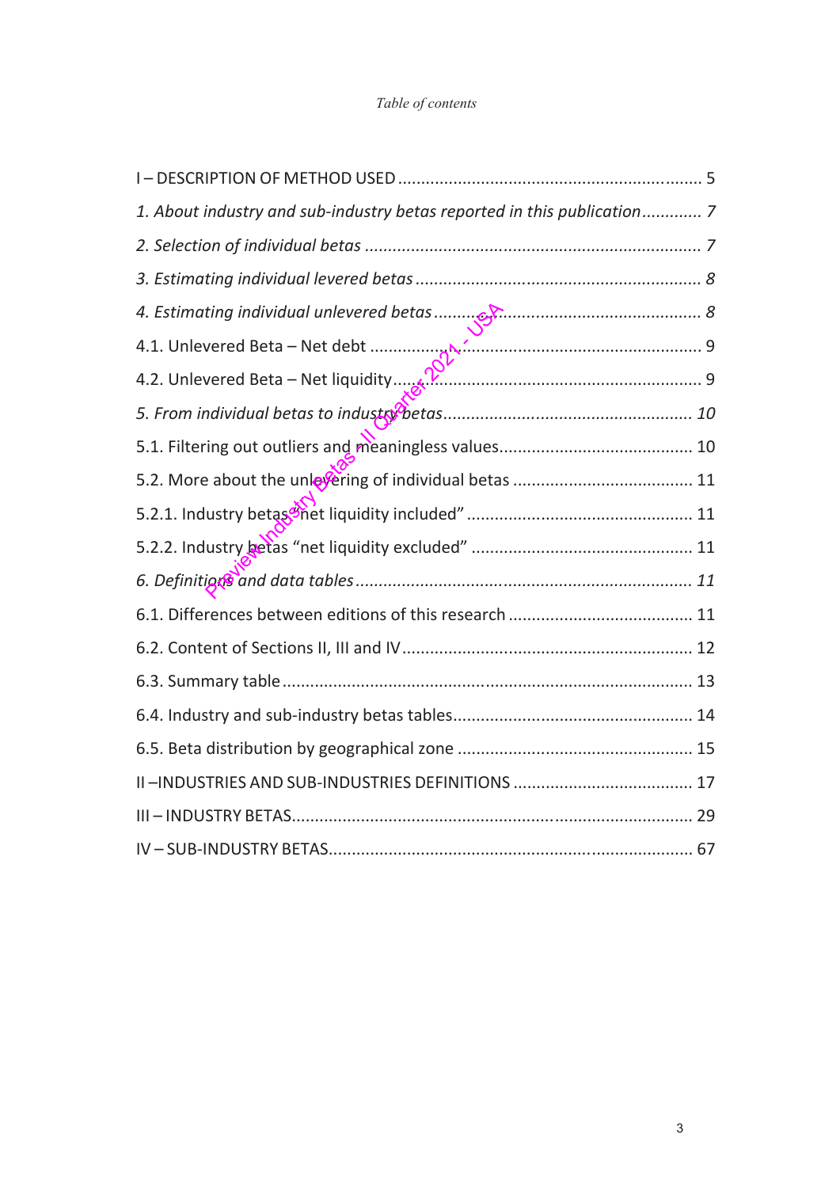*Table of contents*

I – DESCRIPTION OF METHOD USED ..................................................................... 5

*1. About industry and sub-industry betas reported in this publication ............ 7*

*2. Selection of individual betas ........................................................................ 7*

*3. Estimating individual levered betas ............................................................. 8*

*4. Estimating individual unlevered betas .......................................................... 8*

4.1. Unlevered Beta – Net debt ........................................................................ 9

4.2. Unlevered Beta – Net liquidity ................................................................... 9

*5. From individual betas to industry betas ..................................................... 10*

5.1. Filtering out outliers and meaningless values.......................................... 10

5.2. More about the unlevering of individual betas ....................................... 11

5.2.1. Industry betas "net liquidity included" ................................................. 11

5.2.2. Industry betas "net liquidity excluded" ................................................ 11

*6. Definitions and data tables ......................................................................... 11*

6.1. Differences between editions of this research ........................................ 11

6.2. Content of Sections II, III and IV .............................................................. 12

6.3. Summary table ......................................................................................... 13

6.4. Industry and sub-industry betas tables.................................................... 14

6.5. Beta distribution by geographical zone ................................................... 15

II –INDUSTRIES AND SUB-INDUSTRIES DEFINITIONS ....................................... 17

III – INDUSTRY BETAS.......................................................................................... 29

IV – SUB-INDUSTRY BETAS.................................................................................. 67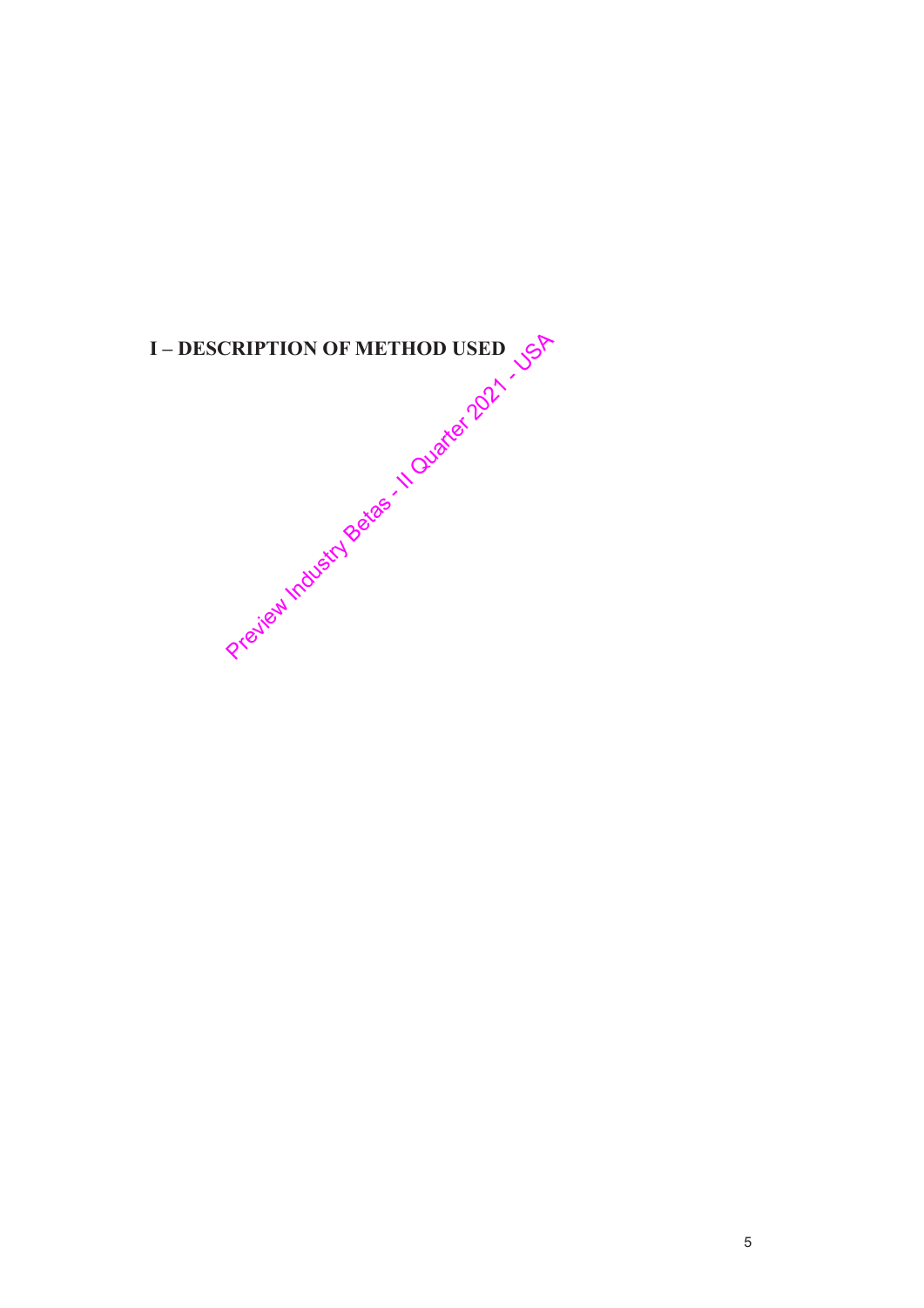# I – DESCRIPTION OF METHOD USED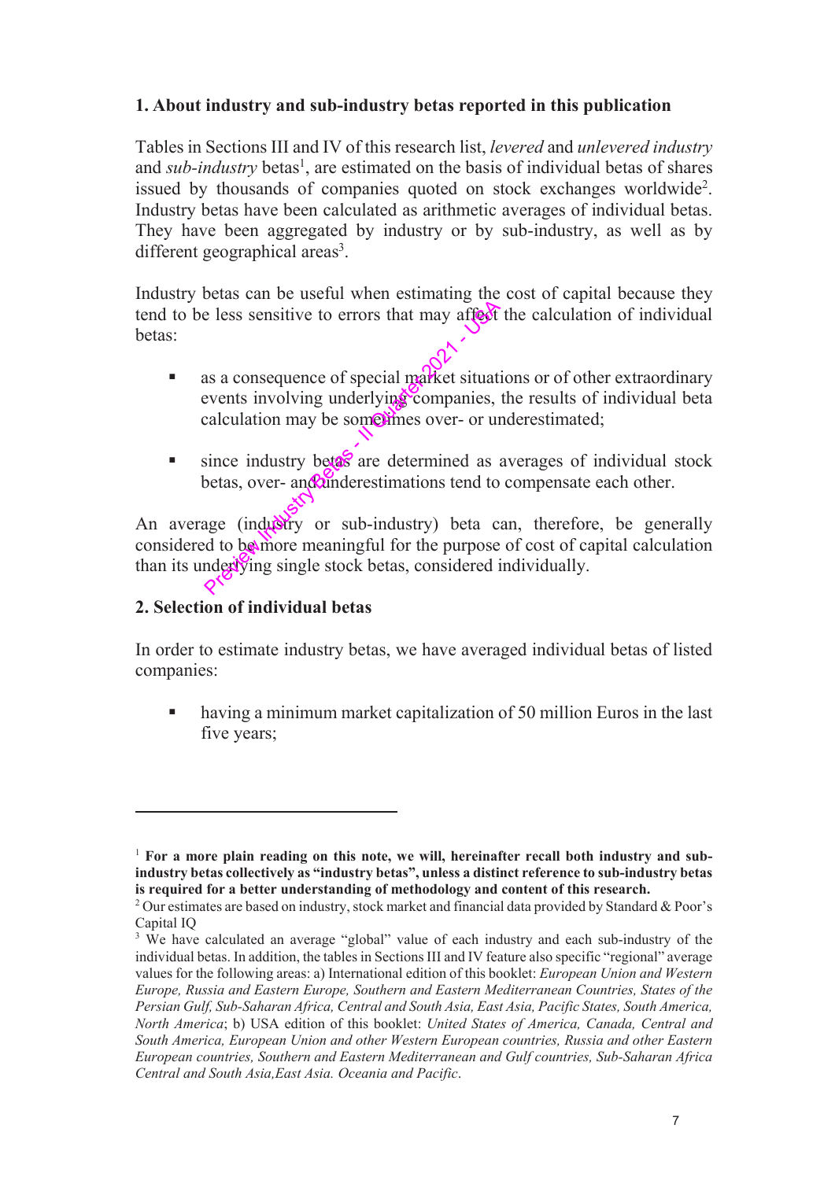## 1. About industry and sub-industry betas reported in this publication

Tables in Sections III and IV of this research list, *levered* and *unlevered industry* and *sub-industry* betas[1], are estimated on the basis of individual betas of shares issued by thousands of companies quoted on stock exchanges worldwide[2]. Industry betas have been calculated as arithmetic averages of individual betas. They have been aggregated by industry or by sub-industry, as well as by different geographical areas[3].

Industry betas can be useful when estimating the cost of capital because they tend to be less sensitive to errors that may affect the calculation of individual betas:

- as a consequence of special market situations or of other extraordinary events involving underlying companies, the results of individual beta calculation may be sometimes over- or underestimated;
- since industry betas are determined as averages of individual stock betas, over- and underestimations tend to compensate each other.

An average (industry or sub-industry) beta can, therefore, be generally considered to be more meaningful for the purpose of cost of capital calculation than its underlying single stock betas, considered individually.

## 2. Selection of individual betas

In order to estimate industry betas, we have averaged individual betas of listed companies:

- having a minimum market capitalization of 50 million Euros in the last five years;

---

[1] **For a more plain reading on this note, we will, hereinafter recall both industry and sub-industry betas collectively as "industry betas", unless a distinct reference to sub-industry betas is required for a better understanding of methodology and content of this research.**

[2] Our estimates are based on industry, stock market and financial data provided by Standard & Poor's Capital IQ

[3] We have calculated an average "global" value of each industry and each sub-industry of the individual betas. In addition, the tables in Sections III and IV feature also specific "regional" average values for the following areas: a) International edition of this booklet: *European Union and Western Europe, Russia and Eastern Europe, Southern and Eastern Mediterranean Countries, States of the Persian Gulf, Sub-Saharan Africa, Central and South Asia, East Asia, Pacific States, South America, North America*; b) USA edition of this booklet: *United States of America, Canada, Central and South America, European Union and other Western European countries, Russia and other Eastern European countries, Southern and Eastern Mediterranean and Gulf countries, Sub-Saharan Africa Central and South Asia,East Asia. Oceania and Pacific*.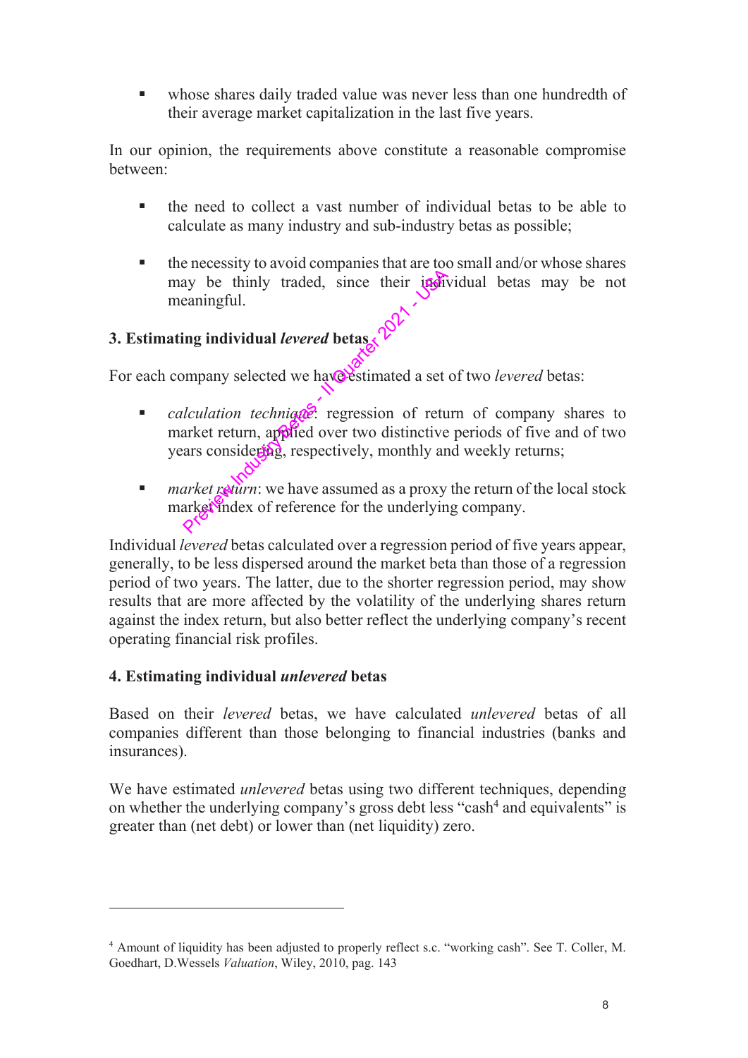- whose shares daily traded value was never less than one hundredth of their average market capitalization in the last five years.

In our opinion, the requirements above constitute a reasonable compromise between:

- the need to collect a vast number of individual betas to be able to calculate as many industry and sub-industry betas as possible;
- the necessity to avoid companies that are too small and/or whose shares may be thinly traded, since their individual betas may be not meaningful.

### 3. Estimating individual *levered* betas

For each company selected we have estimated a set of two *levered* betas:

- *calculation technique*: regression of return of company shares to market return, applied over two distinctive periods of five and of two years considering, respectively, monthly and weekly returns;
- *market return*: we have assumed as a proxy the return of the local stock market index of reference for the underlying company.

Individual *levered* betas calculated over a regression period of five years appear, generally, to be less dispersed around the market beta than those of a regression period of two years. The latter, due to the shorter regression period, may show results that are more affected by the volatility of the underlying shares return against the index return, but also better reflect the underlying company's recent operating financial risk profiles.

### 4. Estimating individual ***unlevered*** betas

Based on their *levered* betas, we have calculated *unlevered* betas of all companies different than those belonging to financial industries (banks and insurances).

We have estimated *unlevered* betas using two different techniques, depending on whether the underlying company's gross debt less "cash[4] and equivalents" is greater than (net debt) or lower than (net liquidity) zero.

---

[4] Amount of liquidity has been adjusted to properly reflect s.c. "working cash". See T. Coller, M. Goedhart, D.Wessels *Valuation*, Wiley, 2010, pag. 143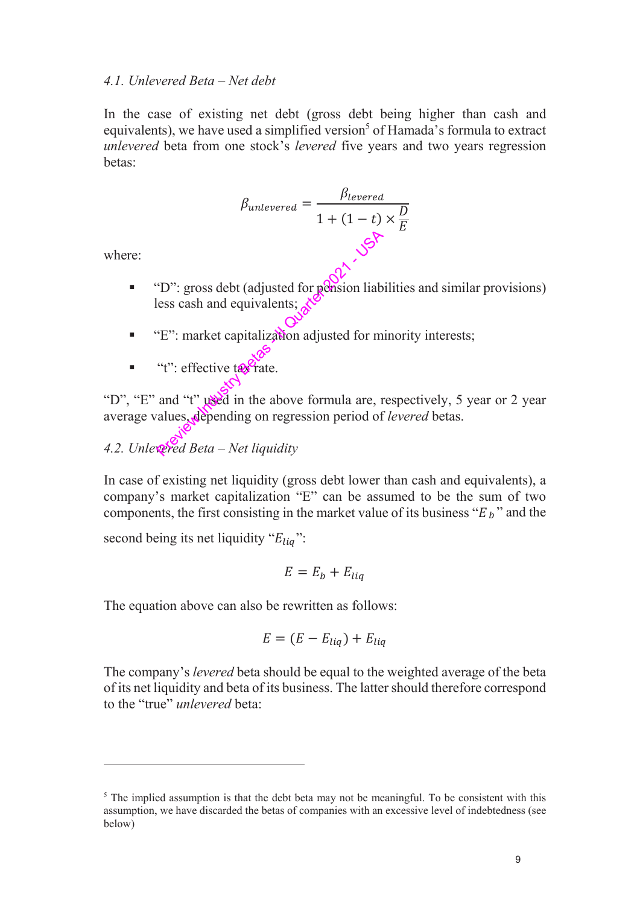### *4.1. Unlevered Beta – Net debt*

In the case of existing net debt (gross debt being higher than cash and equivalents), we have used a simplified version[5] of Hamada's formula to extract *unlevered* beta from one stock's *levered* five years and two years regression betas:

$$\beta_{unlevered} = \frac{\beta_{levered}}{1 + (1 - t) \times \frac{D}{E}}$$

where:

- "D": gross debt (adjusted for pension liabilities and similar provisions) less cash and equivalents;
- "E": market capitalization adjusted for minority interests;
- "t": effective tax rate.

"D", "E" and "t" used in the above formula are, respectively, 5 year or 2 year average values, depending on regression period of *levered* betas.

### *4.2. Unlevered Beta – Net liquidity*

In case of existing net liquidity (gross debt lower than cash and equivalents), a company's market capitalization "E" can be assumed to be the sum of two components, the first consisting in the market value of its business "$E_b$" and the second being its net liquidity "$E_{liq}$":

$$E = E_b + E_{liq}$$

The equation above can also be rewritten as follows:

$$E = (E - E_{liq}) + E_{liq}$$

The company's *levered* beta should be equal to the weighted average of the beta of its net liquidity and beta of its business. The latter should therefore correspond to the "true" *unlevered* beta:

---

[5] The implied assumption is that the debt beta may not be meaningful. To be consistent with this assumption, we have discarded the betas of companies with an excessive level of indebtedness (see below)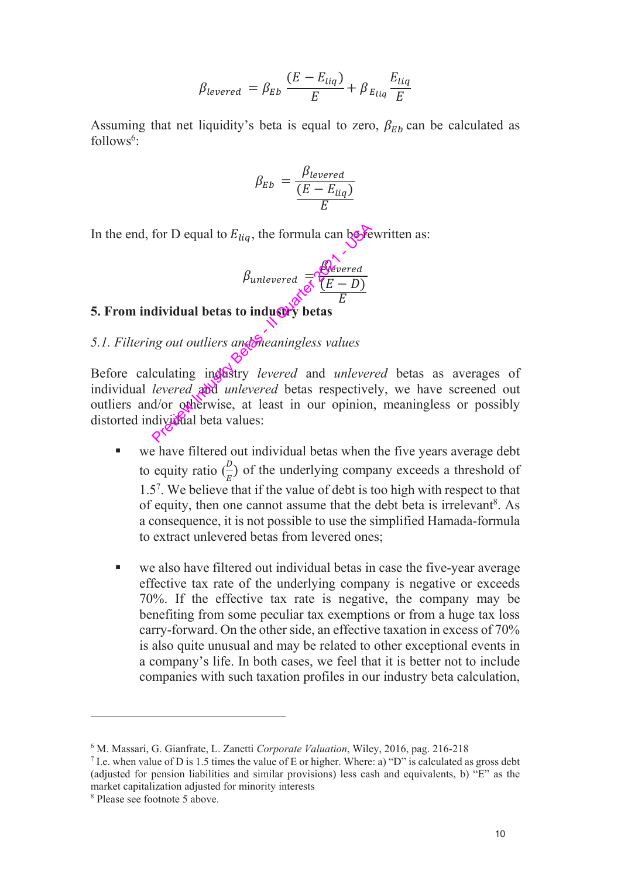$$\beta_{levered} = \beta_{Eb} \frac{(E - E_{liq})}{E} + \beta_{E_{liq}} \frac{E_{liq}}{E}$$

Assuming that net liquidity's beta is equal to zero, $\beta_{Eb}$ can be calculated as follows[6]:

$$\beta_{Eb} = \frac{\beta_{levered}}{\frac{(E - E_{liq})}{E}}$$

In the end, for D equal to $E_{liq}$, the formula can be rewritten as:

$$\beta_{unlevered} = \frac{\beta_{levered}}{\frac{(E - D)}{E}}$$

## 5. From individual betas to industry betas

### *5.1. Filtering out outliers and meaningless values*

Before calculating industry *levered* and *unlevered* betas as averages of individual *levered* and *unlevered* betas respectively, we have screened out outliers and/or otherwise, at least in our opinion, meaningless or possibly distorted individual beta values:

- we have filtered out individual betas when the five years average debt to equity ratio ($\frac{D}{E}$) of the underlying company exceeds a threshold of 1.5[7]. We believe that if the value of debt is too high with respect to that of equity, then one cannot assume that the debt beta is irrelevant[8]. As a consequence, it is not possible to use the simplified Hamada-formula to extract unlevered betas from levered ones;

- we also have filtered out individual betas in case the five-year average effective tax rate of the underlying company is negative or exceeds 70%. If the effective tax rate is negative, the company may be benefiting from some peculiar tax exemptions or from a huge tax loss carry-forward. On the other side, an effective taxation in excess of 70% is also quite unusual and may be related to other exceptional events in a company's life. In both cases, we feel that it is better not to include companies with such taxation profiles in our industry beta calculation,

---

[6] M. Massari, G. Gianfrate, L. Zanetti *Corporate Valuation*, Wiley, 2016, pag. 216-218

[7] I.e. when value of D is 1.5 times the value of E or higher. Where: a) "D" is calculated as gross debt (adjusted for pension liabilities and similar provisions) less cash and equivalents, b) "E" as the market capitalization adjusted for minority interests

[8] Please see footnote 5 above.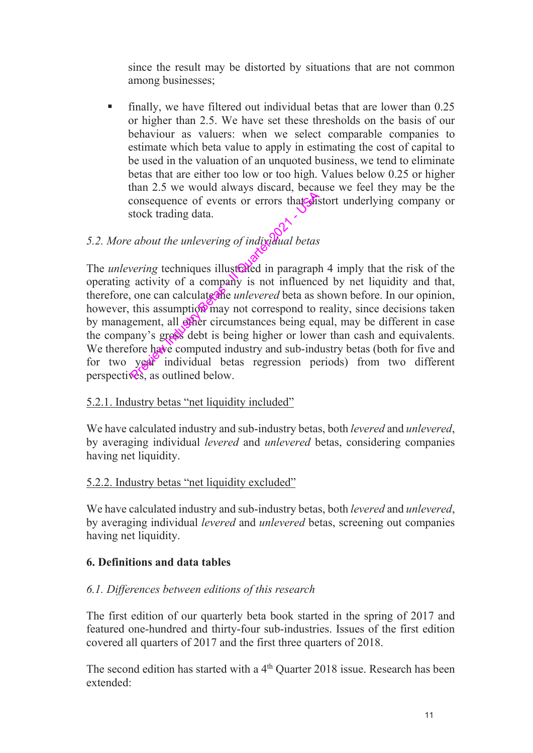since the result may be distorted by situations that are not common among businesses;

- finally, we have filtered out individual betas that are lower than 0.25 or higher than 2.5. We have set these thresholds on the basis of our behaviour as valuers: when we select comparable companies to estimate which beta value to apply in estimating the cost of capital to be used in the valuation of an unquoted business, we tend to eliminate betas that are either too low or too high. Values below 0.25 or higher than 2.5 we would always discard, because we feel they may be the consequence of events or errors that distort underlying company or stock trading data.

### *5.2. More about the unlevering of individual betas*

The *unlevering* techniques illustrated in paragraph 4 imply that the risk of the operating activity of a company is not influenced by net liquidity and that, therefore, one can calculate the *unlevered* beta as shown before. In our opinion, however, this assumption may not correspond to reality, since decisions taken by management, all other circumstances being equal, may be different in case the company's gross debt is being higher or lower than cash and equivalents. We therefore have computed industry and sub-industry betas (both for five and for two year individual betas regression periods) from two different perspectives, as outlined below.

#### 5.2.1. Industry betas "net liquidity included"

We have calculated industry and sub-industry betas, both *levered* and *unlevered*, by averaging individual *levered* and *unlevered* betas, considering companies having net liquidity.

#### 5.2.2. Industry betas "net liquidity excluded"

We have calculated industry and sub-industry betas, both *levered* and *unlevered*, by averaging individual *levered* and *unlevered* betas, screening out companies having net liquidity.

## 6. Definitions and data tables

### *6.1. Differences between editions of this research*

The first edition of our quarterly beta book started in the spring of 2017 and featured one-hundred and thirty-four sub-industries. Issues of the first edition covered all quarters of 2017 and the first three quarters of 2018.

The second edition has started with a 4th Quarter 2018 issue. Research has been extended: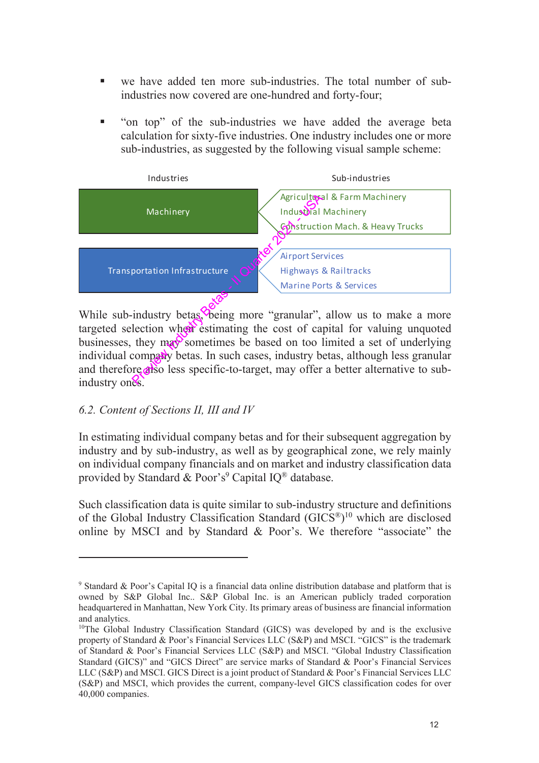- we have added ten more sub-industries. The total number of sub-industries now covered are one-hundred and forty-four;

- "on top" of the sub-industries we have added the average beta calculation for sixty-five industries. One industry includes one or more sub-industries, as suggested by the following visual sample scheme:

| Industries | Sub-industries |
|---|---|
| Machinery | Agricultural & Farm Machinery<br>Industrial Machinery<br>Construction Mach. & Heavy Trucks |
| Transportation Infrastructure | Airport Services<br>Highways & Railtracks<br>Marine Ports & Services |

While sub-industry betas, being more "granular", allow us to make a more targeted selection when estimating the cost of capital for valuing unquoted businesses, they may sometimes be based on too limited a set of underlying individual company betas. In such cases, industry betas, although less granular and therefore also less specific-to-target, may offer a better alternative to sub-industry ones.

*6.2. Content of Sections II, III and IV*

In estimating individual company betas and for their subsequent aggregation by industry and by sub-industry, as well as by geographical zone, we rely mainly on individual company financials and on market and industry classification data provided by Standard & Poor's[9] Capital IQ® database.

Such classification data is quite similar to sub-industry structure and definitions of the Global Industry Classification Standard (GICS®)[10] which are disclosed online by MSCI and by Standard & Poor's. We therefore "associate" the

---

[9] Standard & Poor's Capital IQ is a financial data online distribution database and platform that is owned by S&P Global Inc.. S&P Global Inc. is an American publicly traded corporation headquartered in Manhattan, New York City. Its primary areas of business are financial information and analytics.

[10] The Global Industry Classification Standard (GICS) was developed by and is the exclusive property of Standard & Poor's Financial Services LLC (S&P) and MSCI. "GICS" is the trademark of Standard & Poor's Financial Services LLC (S&P) and MSCI. "Global Industry Classification Standard (GICS)" and "GICS Direct" are service marks of Standard & Poor's Financial Services LLC (S&P) and MSCI. GICS Direct is a joint product of Standard & Poor's Financial Services LLC (S&P) and MSCI, which provides the current, company-level GICS classification codes for over 40,000 companies.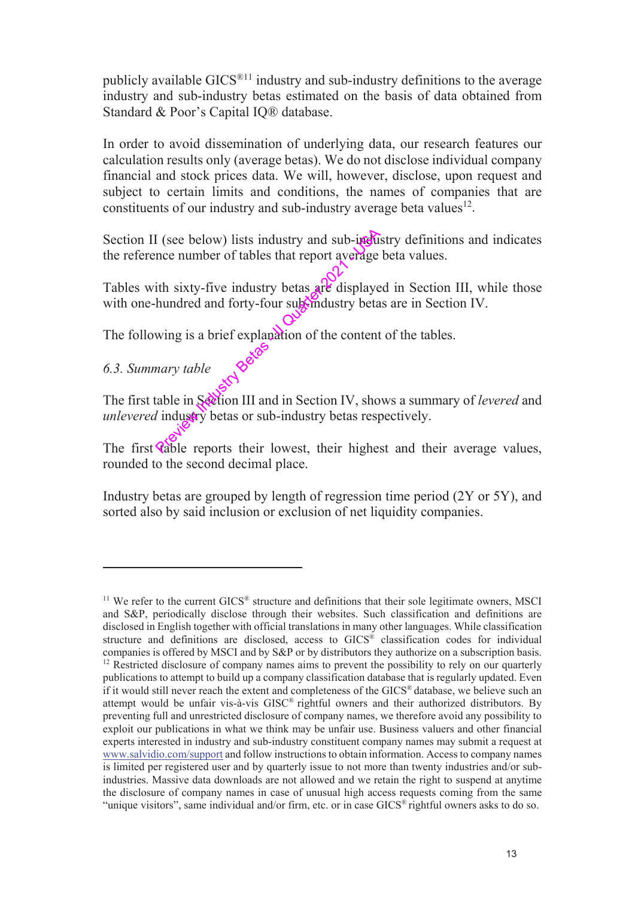publicly available GICS®[11] industry and sub-industry definitions to the average industry and sub-industry betas estimated on the basis of data obtained from Standard & Poor's Capital IQ® database.

In order to avoid dissemination of underlying data, our research features our calculation results only (average betas). We do not disclose individual company financial and stock prices data. We will, however, disclose, upon request and subject to certain limits and conditions, the names of companies that are constituents of our industry and sub-industry average beta values[12].

Section II (see below) lists industry and sub-industry definitions and indicates the reference number of tables that report average beta values.

Tables with sixty-five industry betas are displayed in Section III, while those with one-hundred and forty-four sub-industry betas are in Section IV.

The following is a brief explanation of the content of the tables.

*6.3. Summary table*

The first table in Section III and in Section IV, shows a summary of *levered* and *unlevered* industry betas or sub-industry betas respectively.

The first table reports their lowest, their highest and their average values, rounded to the second decimal place.

Industry betas are grouped by length of regression time period (2Y or 5Y), and sorted also by said inclusion or exclusion of net liquidity companies.

---

[11] We refer to the current GICS® structure and definitions that their sole legitimate owners, MSCI and S&P, periodically disclose through their websites. Such classification and definitions are disclosed in English together with official translations in many other languages. While classification structure and definitions are disclosed, access to GICS® classification codes for individual companies is offered by MSCI and by S&P or by distributors they authorize on a subscription basis.

[12] Restricted disclosure of company names aims to prevent the possibility to rely on our quarterly publications to attempt to build up a company classification database that is regularly updated. Even if it would still never reach the extent and completeness of the GICS® database, we believe such an attempt would be unfair vis-à-vis GISC® rightful owners and their authorized distributors. By preventing full and unrestricted disclosure of company names, we therefore avoid any possibility to exploit our publications in what we think may be unfair use. Business valuers and other financial experts interested in industry and sub-industry constituent company names may submit a request at www.salvidio.com/support and follow instructions to obtain information. Access to company names is limited per registered user and by quarterly issue to not more than twenty industries and/or sub-industries. Massive data downloads are not allowed and we retain the right to suspend at anytime the disclosure of company names in case of unusual high access requests coming from the same "unique visitors", same individual and/or firm, etc. or in case GICS® rightful owners asks to do so.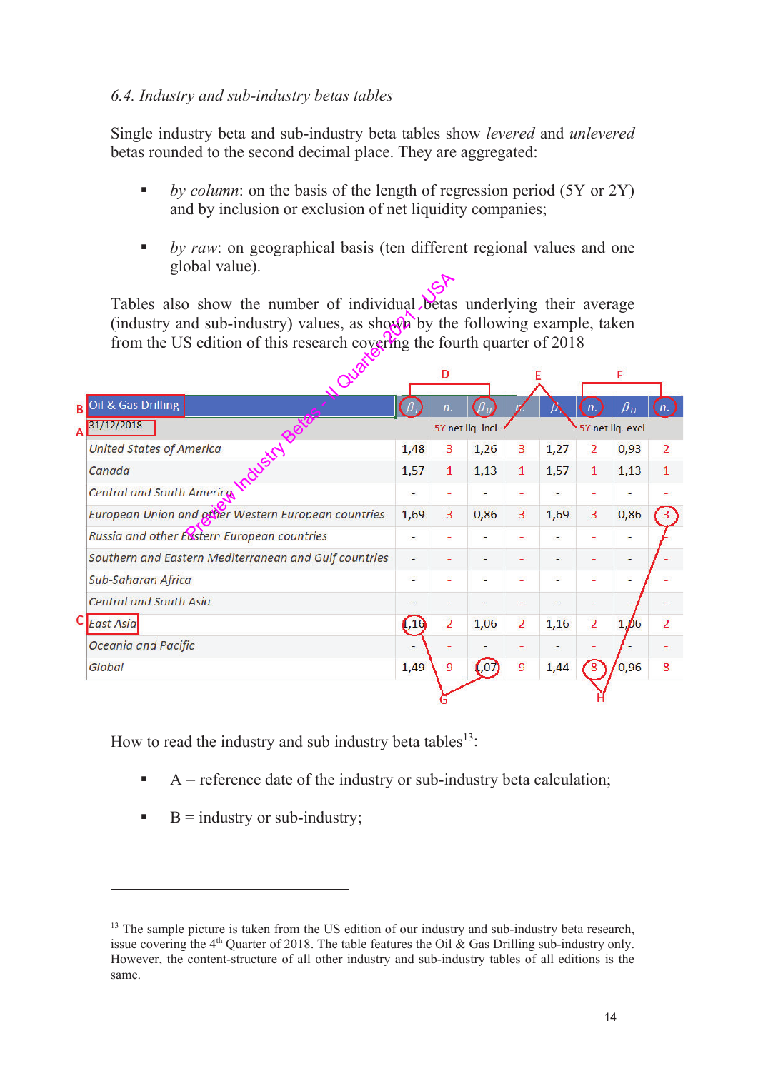*6.4. Industry and sub-industry betas tables*

Single industry beta and sub-industry beta tables show *levered* and *unlevered* betas rounded to the second decimal place. They are aggregated:

- *by column*: on the basis of the length of regression period (5Y or 2Y) and by inclusion or exclusion of net liquidity companies;
- *by raw*: on geographical basis (ten different regional values and one global value).

Tables also show the number of individual betas underlying their average (industry and sub-industry) values, as shown by the following example, taken from the US edition of this research covering the fourth quarter of 2018

| Oil & Gas Drilling | $\beta_L$ | n. | $\beta_U$ | n. | $\beta_L$ | n. | $\beta_U$ | n. |
|---|---|---|---|---|---|---|---|---|
| 31/12/2018 | 5Y net liq. incl. | | | | 5Y net liq. excl | | | |
| *United States of America* | 1,48 | 3 | 1,26 | 3 | 1,27 | 2 | 0,93 | 2 |
| *Canada* | 1,57 | 1 | 1,13 | 1 | 1,57 | 1 | 1,13 | 1 |
| *Central and South America* | - | - | - | - | - | - | - | - |
| *European Union and other Western European countries* | 1,69 | 3 | 0,86 | 3 | 1,69 | 3 | 0,86 | 3 |
| *Russia and other Eastern European countries* | - | - | - | - | - | - | - | - |
| *Southern and Eastern Mediterranean and Gulf countries* | - | - | - | - | - | - | - | - |
| *Sub-Saharan Africa* | - | - | - | - | - | - | - | - |
| *Central and South Asia* | - | - | - | - | - | - | - | - |
| *East Asia* | 1,16 | 2 | 1,06 | 2 | 1,16 | 2 | 1,06 | 2 |
| *Oceania and Pacific* | - | - | - | - | - | - | - | - |
| *Global* | 1,49 | 9 | 1,07 | 9 | 1,44 | 8 | 0,96 | 8 |

A B C D E F G H

How to read the industry and sub industry beta tables[13]:

- A = reference date of the industry or sub-industry beta calculation;
- B = industry or sub-industry;

[13] The sample picture is taken from the US edition of our industry and sub-industry beta research, issue covering the 4th Quarter of 2018. The table features the Oil & Gas Drilling sub-industry only. However, the content-structure of all other industry and sub-industry tables of all editions is the same.